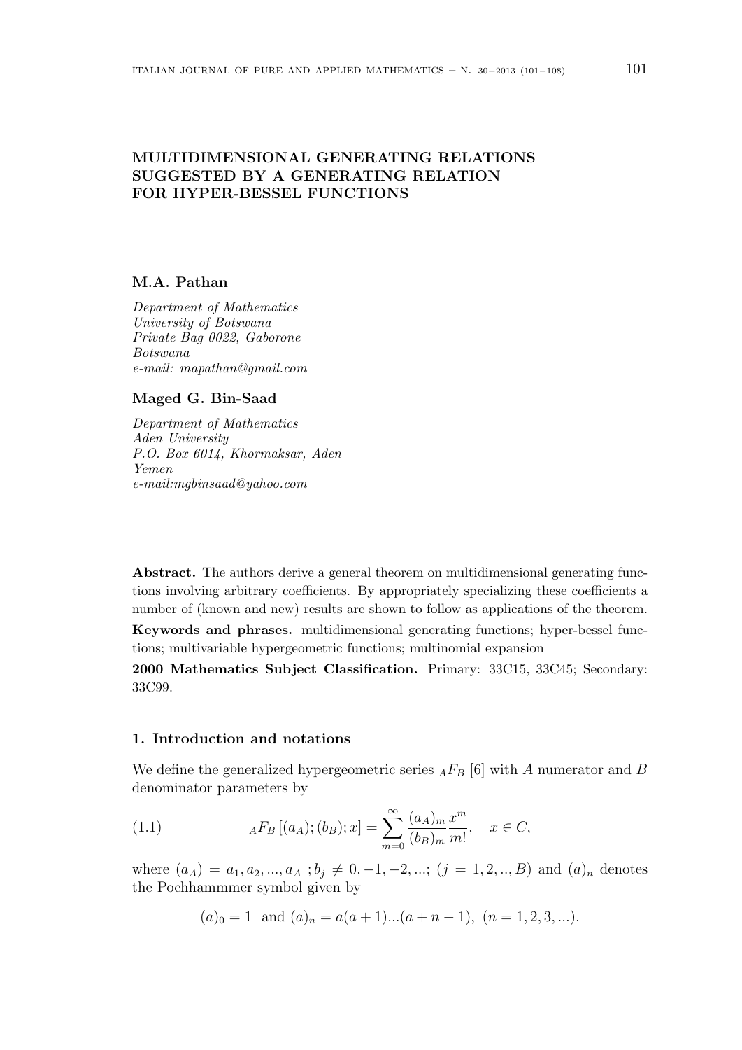# MULTIDIMENSIONAL GENERATING RELATIONS SUGGESTED BY A GENERATING RELATION FOR HYPER-BESSEL FUNCTIONS

**M.A. Pathan**

*Department of Mathematics*
*University of Botswana*
*Private Bag 0022, Gaborone*
*Botswana*
*e-mail: mapathan@gmail.com*

**Maged G. Bin-Saad**

*Department of Mathematics*
*Aden University*
*P.O. Box 6014, Khormaksar, Aden*
*Yemen*
*e-mail:mgbinsaad@yahoo.com*

**Abstract.** The authors derive a general theorem on multidimensional generating functions involving arbitrary coefficients. By appropriately specializing these coefficients a number of (known and new) results are shown to follow as applications of the theorem.

**Keywords and phrases.** multidimensional generating functions; hyper-bessel functions; multivariable hypergeometric functions; multinomial expansion

**2000 Mathematics Subject Classification.** Primary: 33C15, 33C45; Secondary: 33C99.

## 1. Introduction and notations

We define the generalized hypergeometric series ${}_AF_B$ [6] with $A$ numerator and $B$ denominator parameters by

$$
{}_AF_B\,[(a_A);(b_B);x] = \sum_{m=0}^{\infty} \frac{(a_A)_m}{(b_B)_m}\frac{x^m}{m!}, \quad x \in C, \tag{1.1}
$$

where $(a_A) = a_1, a_2, ..., a_A$ ; $b_j \neq 0, -1, -2, ...$; $(j = 1, 2, .., B)$ and $(a)_n$ denotes the Pochhammmer symbol given by

$$
(a)_0 = 1 \;\text{ and }\; (a)_n = a(a+1)...(a+n-1),\; (n = 1, 2, 3, ...).
$$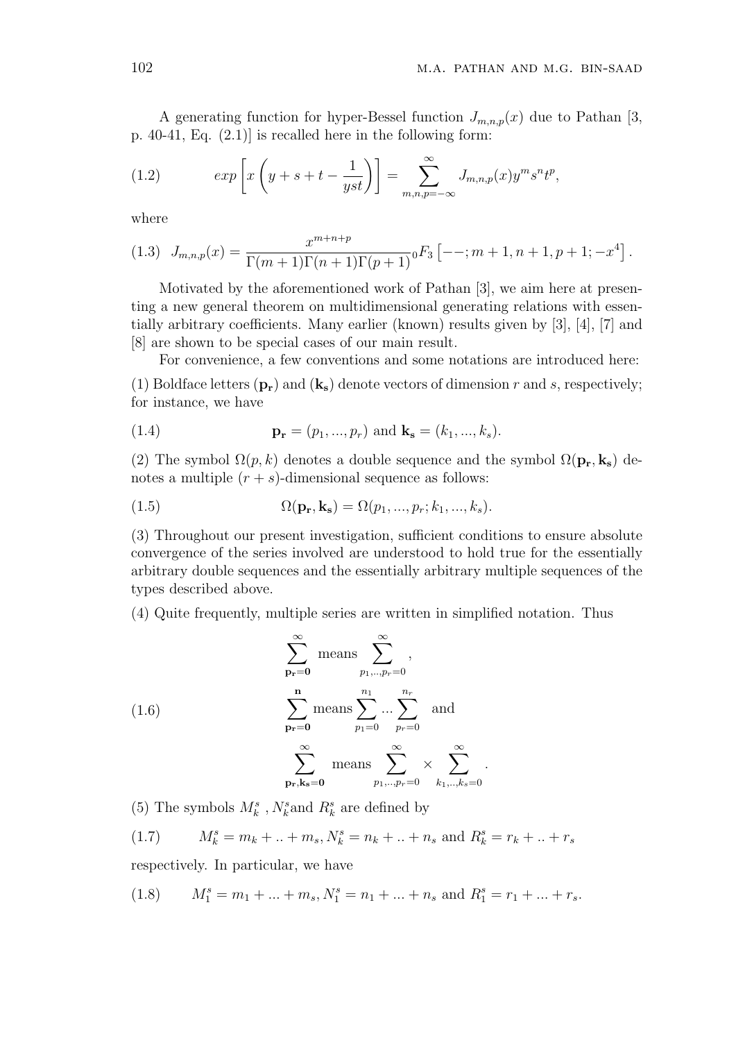A generating function for hyper-Bessel function $J_{m,n,p}(x)$ due to Pathan [3, p. 40-41, Eq. (2.1)] is recalled here in the following form:

$$
exp\left[x\left(y+s+t-\frac{1}{yst}\right)\right]=\sum_{m,n,p=-\infty}^{\infty}J_{m,n,p}(x)y^m s^n t^p, \tag{1.2}
$$

where

$$
J_{m,n,p}(x)=\frac{x^{m+n+p}}{\Gamma(m+1)\Gamma(n+1)\Gamma(p+1)}{}_0F_3\left[--;m+1,n+1,p+1;-x^4\right]. \tag{1.3}
$$

Motivated by the aforementioned work of Pathan [3], we aim here at presenting a new general theorem on multidimensional generating relations with essentially arbitrary coefficients. Many earlier (known) results given by [3], [4], [7] and [8] are shown to be special cases of our main result.

For convenience, a few conventions and some notations are introduced here:

(1) Boldface letters $(\mathbf{p_r})$ and $(\mathbf{k_s})$ denote vectors of dimension $r$ and $s$, respectively; for instance, we have

$$
\mathbf{p_r}=(p_1,...,p_r) \text{ and } \mathbf{k_s}=(k_1,...,k_s). \tag{1.4}
$$

(2) The symbol $\Omega(p,k)$ denotes a double sequence and the symbol $\Omega(\mathbf{p_r},\mathbf{k_s})$ denotes a multiple $(r+s)$-dimensional sequence as follows:

$$
\Omega(\mathbf{p_r},\mathbf{k_s})=\Omega(p_1,...,p_r;k_1,...,k_s). \tag{1.5}
$$

(3) Throughout our present investigation, sufficient conditions to ensure absolute convergence of the series involved are understood to hold true for the essentially arbitrary double sequences and the essentially arbitrary multiple sequences of the types described above.

(4) Quite frequently, multiple series are written in simplified notation. Thus

$$
\begin{aligned}
&\sum_{\mathbf{p_r}=\mathbf{0}}^{\infty} \text{ means } \sum_{p_1,..,p_r=0}^{\infty}, \\
&\sum_{\mathbf{p_r}=\mathbf{0}}^{\mathbf{n}} \text{ means } \sum_{p_1=0}^{n_1}...\sum_{p_r=0}^{n_r} \quad \text{and} \\
&\sum_{\mathbf{p_r},\mathbf{k_s}=\mathbf{0}}^{\infty} \text{ means } \sum_{p_1,..,p_r=0}^{\infty}\times\sum_{k_1,..,k_s=0}^{\infty}.
\end{aligned} \tag{1.6}
$$

(5) The symbols $M_k^s$ , $N_k^s$ and $R_k^s$ are defined by

$$
M_k^s=m_k+..+m_s, N_k^s=n_k+..+n_s \text{ and } R_k^s=r_k+..+r_s \tag{1.7}
$$

respectively. In particular, we have

$$
M_1^s=m_1+...+m_s, N_1^s=n_1+...+n_s \text{ and } R_1^s=r_1+...+r_s. \tag{1.8}
$$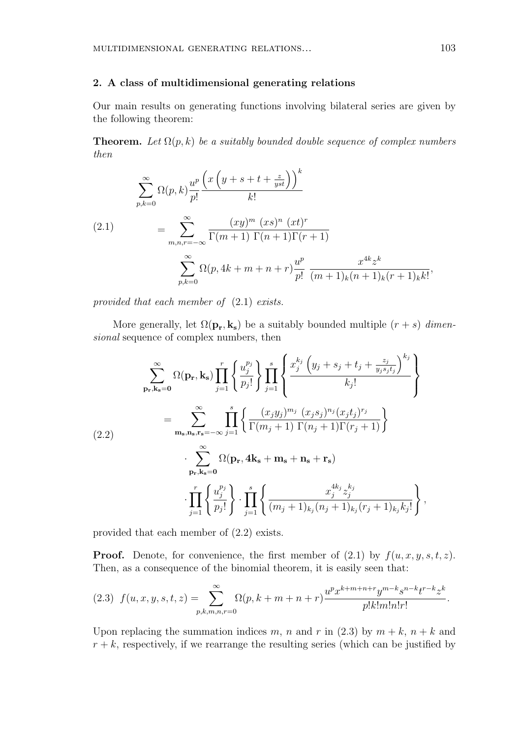## 2. A class of multidimensional generating relations

Our main results on generating functions involving bilateral series are given by the following theorem:

**Theorem.** *Let $\Omega(p,k)$ be a suitably bounded double sequence of complex numbers then*

$$
\begin{aligned}
&\sum_{p,k=0}^{\infty} \Omega(p,k) \frac{u^p}{p!} \frac{\left(x\left(y+s+t+\frac{z}{yst}\right)\right)^k}{k!} \\
(2.1) \qquad &= \sum_{m,n,r=-\infty}^{\infty} \frac{(xy)^m \ (xs)^n \ (xt)^r}{\Gamma(m+1)\ \Gamma(n+1)\Gamma(r+1)} \\
&\qquad \sum_{p,k=0}^{\infty} \Omega(p, 4k+m+n+r) \frac{u^p}{p!} \ \frac{x^{4k} z^k}{(m+1)_k (n+1)_k (r+1)_k k!},
\end{aligned}
$$

*provided that each member of* (2.1) *exists.*

More generally, let $\Omega(\mathbf{p_r}, \mathbf{k_s})$ be a suitably bounded multiple $(r+s)$ *dimensional* sequence of complex numbers, then

$$
\begin{aligned}
&\sum_{\mathbf{p_r},\mathbf{k_s}=\mathbf{0}}^{\infty} \Omega(\mathbf{p_r}, \mathbf{k_s}) \prod_{j=1}^{r} \left\{ \frac{u_j^{p_j}}{p_j!} \right\} \prod_{j=1}^{s} \left\{ \frac{x_j^{k_j} \left(y_j + s_j + t_j + \frac{z_j}{y_j s_j t_j}\right)^{k_j}}{k_j!} \right\} \\
&= \sum_{\mathbf{m_s},\mathbf{n_s},\mathbf{r_s}=-\infty}^{\infty} \prod_{j=1}^{s} \left\{ \frac{(x_j y_j)^{m_j} \ (x_j s_j)^{n_j} (x_j t_j)^{r_j}}{\Gamma(m_j+1)\ \Gamma(n_j+1)\Gamma(r_j+1)} \right\} \\
(2.2) \qquad &\cdot \sum_{\mathbf{p_r},\mathbf{k_s}=\mathbf{0}}^{\infty} \Omega(\mathbf{p_r}, \mathbf{4k_s} + \mathbf{m_s} + \mathbf{n_s} + \mathbf{r_s}) \\
&\cdot \prod_{j=1}^{r} \left\{ \frac{u_j^{p_j}}{p_j!} \right\} \cdot \prod_{j=1}^{s} \left\{ \frac{x_j^{4k_j} z_j^{k_j}}{(m_j+1)_{k_j} (n_j+1)_{k_j} (r_j+1)_{k_j} k_j!} \right\},
\end{aligned}
$$

provided that each member of (2.2) exists.

**Proof.** Denote, for convenience, the first member of (2.1) by $f(u,x,y,s,t,z)$. Then, as a consequence of the binomial theorem, it is easily seen that:

$$
(2.3) \quad f(u,x,y,s,t,z) = \sum_{p,k,m,n,r=0}^{\infty} \Omega(p, k+m+n+r) \frac{u^p x^{k+m+n+r} y^{m-k} s^{n-k} t^{r-k} z^k}{p! k! m! n! r!}.
$$

Upon replacing the summation indices $m$, $n$ and $r$ in (2.3) by $m+k$, $n+k$ and $r+k$, respectively, if we rearrange the resulting series (which can be justified by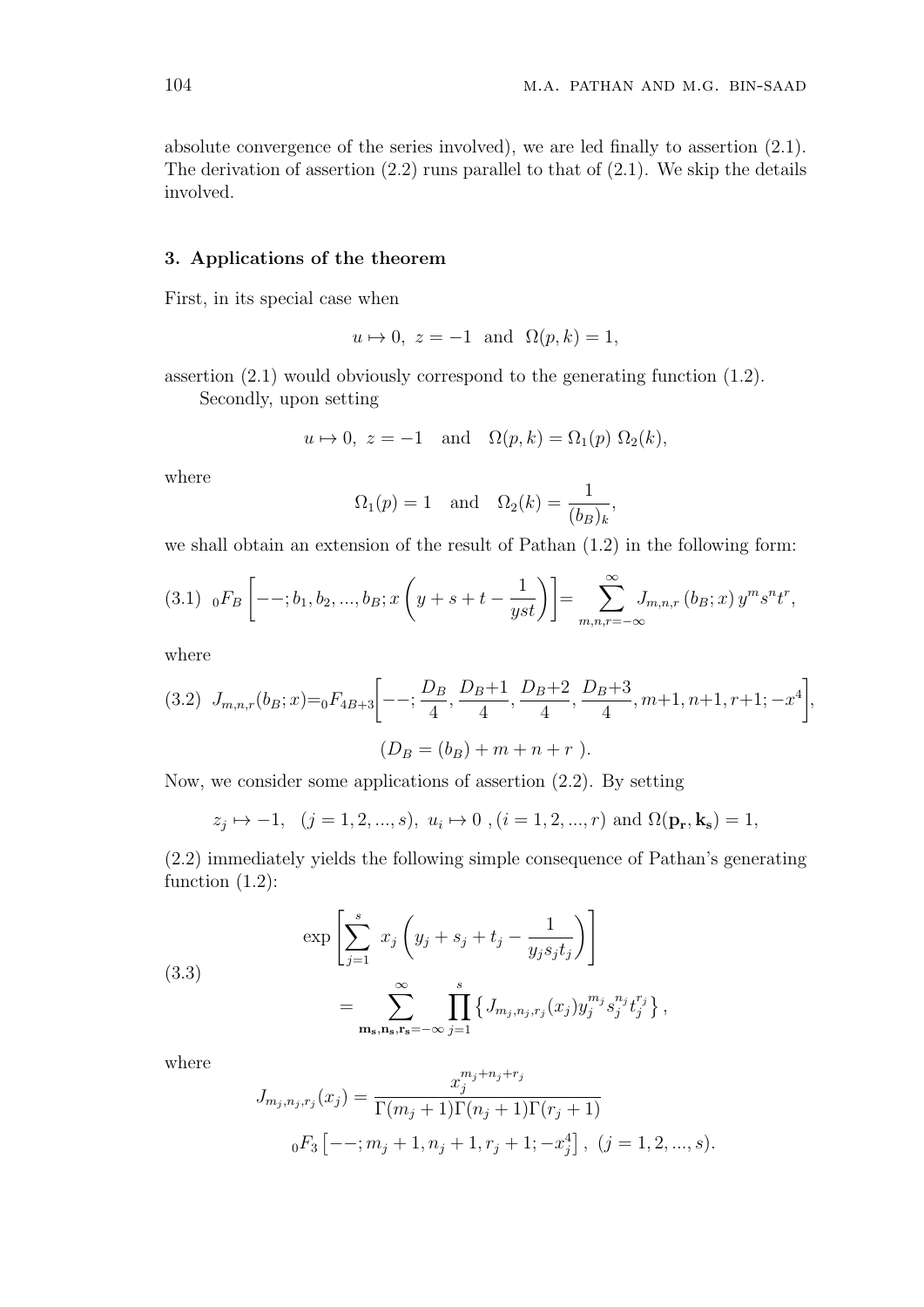absolute convergence of the series involved), we are led finally to assertion (2.1). The derivation of assertion (2.2) runs parallel to that of (2.1). We skip the details involved.

### 3. Applications of the theorem

First, in its special case when

$$u \mapsto 0,\ z = -1 \ \text{ and } \ \Omega(p,k) = 1,$$

assertion (2.1) would obviously correspond to the generating function (1.2).

Secondly, upon setting

$$u \mapsto 0,\ z = -1 \quad \text{and} \quad \Omega(p,k) = \Omega_1(p)\ \Omega_2(k),$$

where

$$\Omega_1(p) = 1 \quad \text{and} \quad \Omega_2(k) = \frac{1}{(b_B)_k},$$

we shall obtain an extension of the result of Pathan (1.2) in the following form:

$$\text{(3.1)} \quad {}_0F_B\left[--; b_1, b_2, ..., b_B; x\left(y+s+t-\frac{1}{yst}\right)\right] = \sum_{m,n,r=-\infty}^{\infty} J_{m,n,r}\left(b_B; x\right) y^m s^n t^r,$$

where

$$\text{(3.2)} \quad J_{m,n,r}(b_B;x) = {}_0F_{4B+3}\left[--; \frac{D_B}{4}, \frac{D_B+1}{4}, \frac{D_B+2}{4}, \frac{D_B+3}{4}, m+1, n+1, r+1; -x^4\right],$$

$$(D_B = (b_B) + m + n + r\ ).$$

Now, we consider some applications of assertion (2.2). By setting

$$z_j \mapsto -1, \quad (j = 1, 2, ..., s),\ u_i \mapsto 0\ , (i = 1, 2, ..., r) \text{ and } \Omega(\mathbf{p_r}, \mathbf{k_s}) = 1,$$

(2.2) immediately yields the following simple consequence of Pathan's generating function (1.2):

$$\text{(3.3)} \quad \begin{aligned} &\exp\left[\sum_{j=1}^{s} x_j\left(y_j + s_j + t_j - \frac{1}{y_j s_j t_j}\right)\right] \\ &\quad = \sum_{\mathbf{m_s},\mathbf{n_s},\mathbf{r_s}=-\infty}^{\infty} \prod_{j=1}^{s} \left\{ J_{m_j,n_j,r_j}(x_j) y_j^{m_j} s_j^{n_j} t_j^{r_j} \right\}, \end{aligned}$$

where

$$J_{m_j,n_j,r_j}(x_j) = \frac{x_j^{m_j+n_j+r_j}}{\Gamma(m_j+1)\Gamma(n_j+1)\Gamma(r_j+1)}$$
$${}_0F_3\left[--; m_j+1, n_j+1, r_j+1; -x_j^4\right], \ (j = 1, 2, ..., s).$$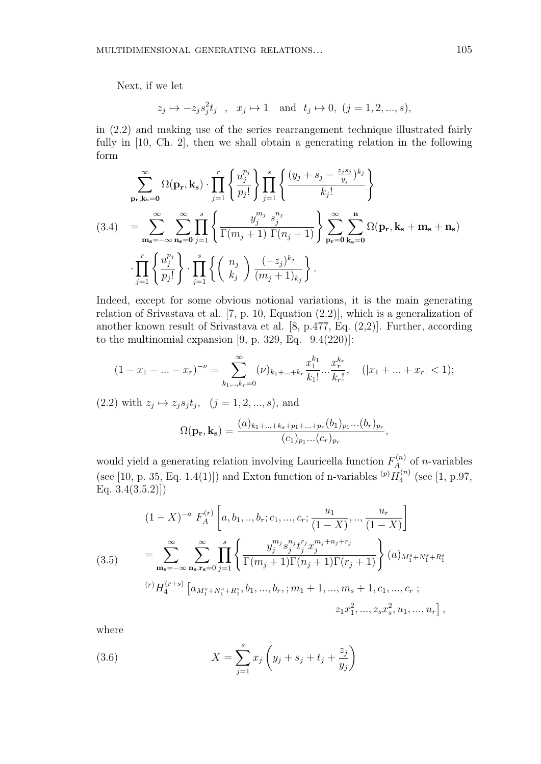Next, if we let

$$z_j \mapsto -z_j s_j^2 t_j \quad , \quad x_j \mapsto 1 \quad \text{and} \quad t_j \mapsto 0, \;\; (j=1,2,...,s),$$

in (2.2) and making use of the series rearrangement technique illustrated fairly fully in [10, Ch. 2], then we shall obtain a generating relation in the following form

$$
\begin{aligned}
&\sum_{\mathbf{p_r},\mathbf{k_s}=\mathbf{0}}^{\infty} \Omega(\mathbf{p_r},\mathbf{k_s}) \cdot \prod_{j=1}^{r} \left\{ \frac{u_j^{p_j}}{p_j!} \right\} \prod_{j=1}^{s} \left\{ \frac{(y_j + s_j - \frac{z_j s_j}{y_j})^{k_j}}{k_j!} \right\} \\
(3.4) \quad &= \sum_{\mathbf{m_s}=-\infty}^{\infty} \sum_{\mathbf{n_s}=\mathbf{0}}^{\infty} \prod_{j=1}^{s} \left\{ \frac{y_j^{m_j} \; s_j^{n_j}}{\Gamma(m_j+1)\; \Gamma(n_j+1)} \right\} \sum_{\mathbf{p_r}=\mathbf{0}}^{\infty} \sum_{\mathbf{k_s}=\mathbf{0}}^{\mathbf{n}} \Omega(\mathbf{p_r},\mathbf{k_s}+\mathbf{m_s}+\mathbf{n_s}) \\
&\cdot \prod_{j=1}^{r} \left\{ \frac{u_j^{p_j}}{p_j!} \right\} \cdot \prod_{j=1}^{s} \left\{ \binom{n_j}{k_j} \frac{(-z_j)^{k_j}}{(m_j+1)_{k_j}} \right\}.
\end{aligned}
$$

Indeed, except for some obvious notional variations, it is the main generating relation of Srivastava et al. [7, p. 10, Equation (2.2)], which is a generalization of another known result of Srivastava et al. [8, p.477, Eq. (2,2)]. Further, according to the multinomial expansion [9, p. 329, Eq. 9.4(220)]:

$$(1 - x_1 - ... - x_r)^{-\nu} = \sum_{k_1,..,k_r=0}^{\infty} (\nu)_{k_1+...+k_r} \frac{x_1^{k_1}}{k_1!} ... \frac{x_r^{k_r}}{k_r!}, \quad (|x_1 + ... + x_r| < 1);$$

(2.2) with $z_j \mapsto z_j s_j t_j, \quad (j=1,2,...,s)$, and

$$\Omega(\mathbf{p_r},\mathbf{k_s}) = \frac{(a)_{k_1+...+k_s+p_1+...+p_r} (b_1)_{p_1} ... (b_r)_{p_r}}{(c_1)_{p_1} ... (c_r)_{p_r}},$$

would yield a generating relation involving Lauricella function $F_A^{(n)}$ of $n$-variables (see [10, p. 35, Eq. 1.4(1)]) and Exton function of n-variables ${}^{(p)}H_4^{(n)}$ (see [1, p.97, Eq. 3.4(3.5.2)])

$$
\begin{aligned}
&(1-X)^{-a} \; F_A^{(r)} \left[ a, b_1, .., b_r; c_1, ..., c_r; \frac{u_1}{(1-X)}, .., \frac{u_r}{(1-X)} \right] \\
(3.5) \quad &= \sum_{\mathbf{m_s}=-\infty}^{\infty} \sum_{\mathbf{n_s},\mathbf{r_s}=\mathbf{0}}^{\infty} \prod_{j=1}^{s} \left\{ \frac{y_j^{m_j} s_j^{n_j} t_j^{r_j} x_j^{m_j+n_j+r_j}}{\Gamma(m_j+1)\Gamma(n_j+1)\Gamma(r_j+1)} \right\} (a)_{M_1^s+N_1^s+R_1^s} \\
&{}^{(r)}H_4^{(r+s)} \left[ a_{M_1^s+N_1^s+R_1^s}, b_1, ..., b_r, ; m_1+1, ..., m_s+1, c_1, ..., c_r \; ; \right. \\
&\qquad \qquad \qquad \qquad \qquad \left. z_1 x_1^2, ..., z_s x_s^2, u_1, ..., u_r \right],
\end{aligned}
$$

where

$$(3.6) \qquad X = \sum_{j=1}^{s} x_j \left( y_j + s_j + t_j + \frac{z_j}{y_j} \right)$$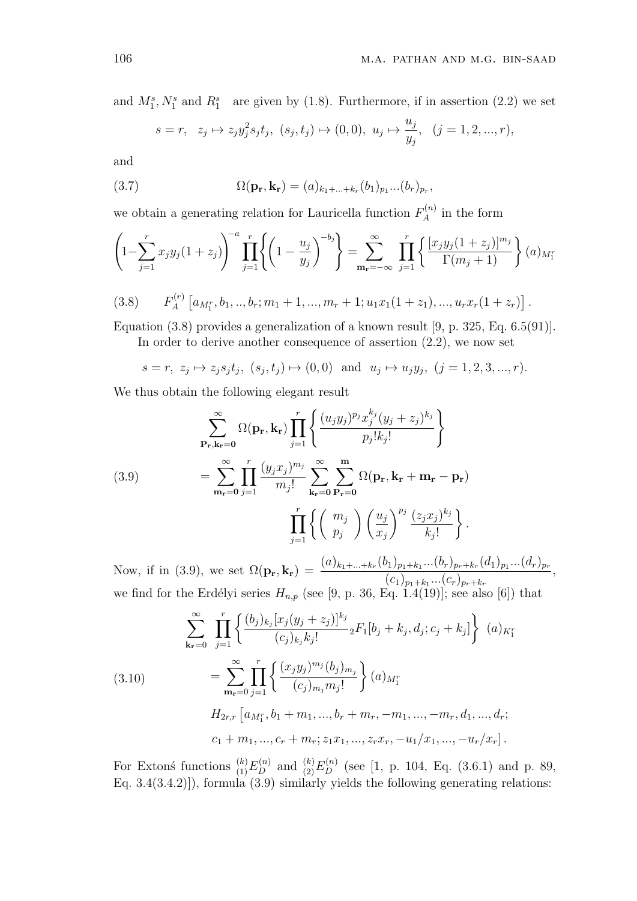and $M_1^s, N_1^s$ and $R_1^s$ are given by (1.8). Furthermore, if in assertion (2.2) we set

$$s = r, \quad z_j \mapsto z_j y_j^2 s_j t_j, \; (s_j, t_j) \mapsto (0,0), \; u_j \mapsto \frac{u_j}{y_j}, \quad (j = 1, 2, ..., r),$$

and

$$\Omega(\mathbf{p_r}, \mathbf{k_r}) = (a)_{k_1+...+k_r} (b_1)_{p_1} ... (b_r)_{p_r}, \tag{3.7}$$

we obtain a generating relation for Lauricella function $F_A^{(n)}$ in the form

$$\left(1 - \sum_{j=1}^{r} x_j y_j (1+z_j)\right)^{-a} \prod_{j=1}^{r} \left\{ \left(1 - \frac{u_j}{y_j}\right)^{-b_j} \right\} = \sum_{\mathbf{m_r}=-\infty}^{\infty} \prod_{j=1}^{r} \left\{ \frac{[x_j y_j (1+z_j)]^{m_j}}{\Gamma(m_j+1)} \right\} (a)_{M_1^r}$$

$$F_A^{(r)} \left[ a_{M_1^r}, b_1, .., b_r; m_1+1, ..., m_r+1; u_1 x_1 (1+z_1), ..., u_r x_r (1+z_r) \right]. \tag{3.8}$$

Equation (3.8) provides a generalization of a known result [9, p. 325, Eq. 6.5(91)].

In order to derive another consequence of assertion (2.2), we now set

$$s = r, \; z_j \mapsto z_j s_j t_j, \; (s_j, t_j) \mapsto (0,0) \;\text{ and }\; u_j \mapsto u_j y_j, \; (j = 1, 2, 3, ..., r).$$

We thus obtain the following elegant result

$$\begin{aligned} &\sum_{\mathbf{P_r}, \mathbf{k_r}=\mathbf{0}}^{\infty} \Omega(\mathbf{p_r}, \mathbf{k_r}) \prod_{j=1}^{r} \left\{ \frac{(u_j y_j)^{p_j} x_j^{k_j} (y_j + z_j)^{k_j}}{p_j! k_j!} \right\} \\ &= \sum_{\mathbf{m_r}=\mathbf{0}}^{\infty} \prod_{j=1}^{r} \frac{(y_j x_j)^{m_j}}{m_j!} \sum_{\mathbf{k_r}=\mathbf{0}}^{\infty} \sum_{\mathbf{P_r}=\mathbf{0}}^{\mathbf{m}} \Omega(\mathbf{p_r}, \mathbf{k_r} + \mathbf{m_r} - \mathbf{p_r}) \\ &\qquad \prod_{j=1}^{r} \left\{ \binom{m_j}{p_j} \left(\frac{u_j}{x_j}\right)^{p_j} \frac{(z_j x_j)^{k_j}}{k_j!} \right\}. \end{aligned} \tag{3.9}$$

Now, if in (3.9), we set $\Omega(\mathbf{p_r}, \mathbf{k_r}) = \dfrac{(a)_{k_1+...+k_r} (b_1)_{p_1+k_1} ... (b_r)_{p_r+k_r} (d_1)_{p_1} ... (d_r)_{p_r}}{(c_1)_{p_1+k_1} ... (c_r)_{p_r+k_r}}$, we find for the Erdélyi series $H_{n,p}$ (see [9, p. 36, Eq. 1.4(19)]; see also [6]) that

$$\begin{aligned} &\sum_{\mathbf{k_r}=0}^{\infty} \prod_{j=1}^{r} \left\{ \frac{(b_j)_{k_j} [x_j (y_j + z_j)]^{k_j}}{(c_j)_{k_j} k_j!} {}_2F_1[b_j + k_j, d_j; c_j + k_j] \right\} (a)_{K_1^r} \\ &= \sum_{\mathbf{m_r}=0}^{\infty} \prod_{j=1}^{r} \left\{ \frac{(x_j y_j)^{m_j} (b_j)_{m_j}}{(c_j)_{m_j} m_j!} \right\} (a)_{M_1^r} \\ &\quad H_{2r,r} \left[ a_{M_1^r}, b_1 + m_1, ..., b_r + m_r, -m_1, ..., -m_r, d_1, ..., d_r; \right. \\ &\quad \left. c_1 + m_1, ..., c_r + m_r; z_1 x_1, ..., z_r x_r, -u_1/x_1, ..., -u_r/x_r \right]. \end{aligned} \tag{3.10}$$

For Extonś functions ${}^{(k)}_{(1)}E_D^{(n)}$ and ${}^{(k)}_{(2)}E_D^{(n)}$ (see [1, p. 104, Eq. (3.6.1) and p. 89, Eq. 3.4(3.4.2)]), formula (3.9) similarly yields the following generating relations: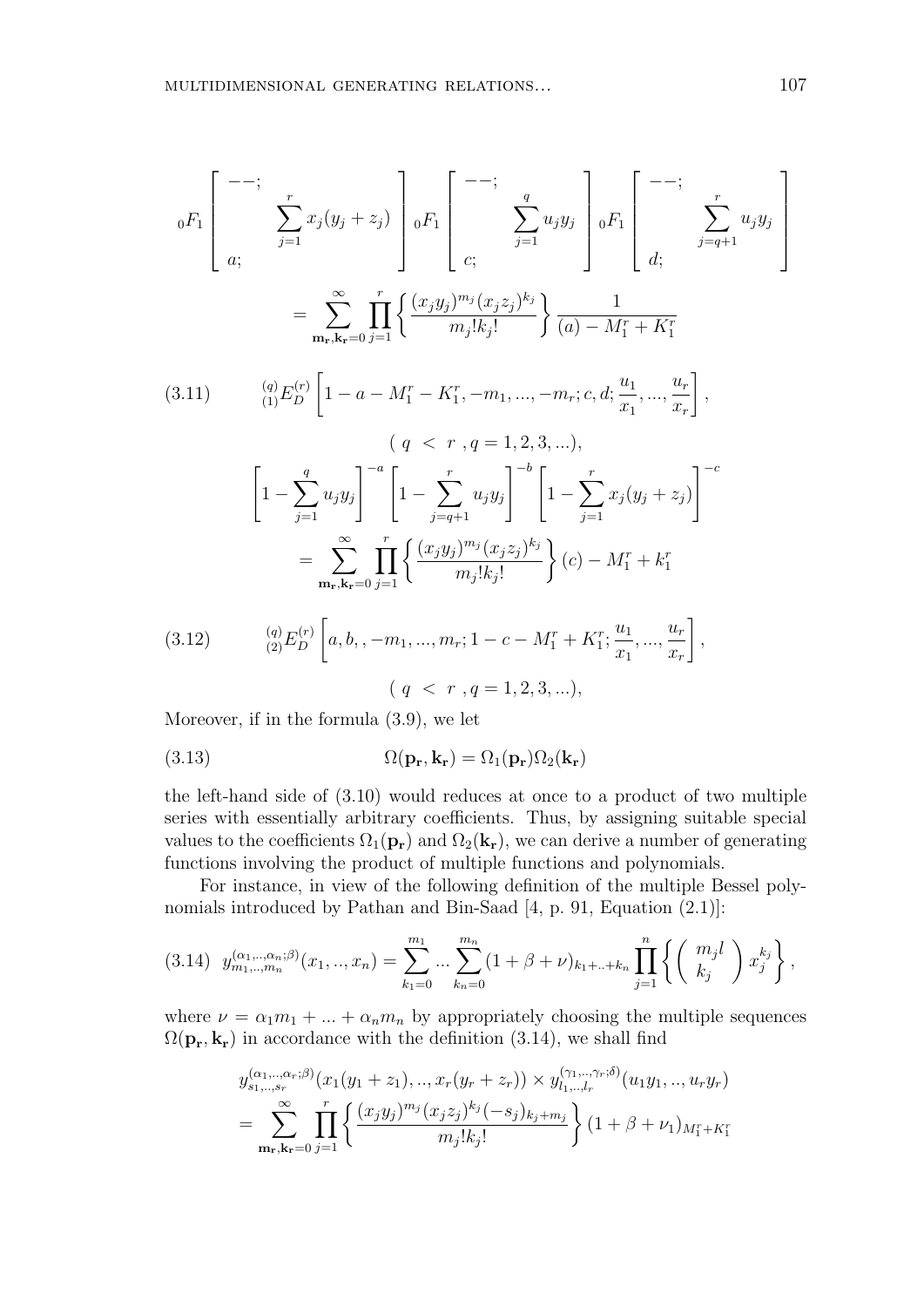$$
{}_0F_1\left[\begin{array}{c} --; \\ \\ a; \end{array} \sum_{j=1}^{r} x_j(y_j+z_j)\right] {}_0F_1\left[\begin{array}{c} --; \\ \\ c; \end{array} \sum_{j=1}^{q} u_j y_j\right] {}_0F_1\left[\begin{array}{c} --; \\ \\ d; \end{array} \sum_{j=q+1}^{r} u_j y_j\right]
$$

$$
= \sum_{\mathbf{m_r},\mathbf{k_r}=0}^{\infty} \prod_{j=1}^{r} \left\{ \frac{(x_j y_j)^{m_j} (x_j z_j)^{k_j}}{m_j! k_j!} \right\} \frac{1}{(a) - M_1^r + K_1^r}
$$

$$
(3.11) \qquad {}^{(q)}_{(1)}E_D^{(r)}\left[1-a-M_1^r-K_1^r, -m_1, ..., -m_r; c, d; \frac{u_1}{x_1}, ..., \frac{u_r}{x_r}\right],
$$

$$
(\ q\ <\ r\ , q = 1, 2, 3, ...),
$$

$$
\left[1-\sum_{j=1}^{q} u_j y_j\right]^{-a} \left[1-\sum_{j=q+1}^{r} u_j y_j\right]^{-b} \left[1-\sum_{j=1}^{r} x_j(y_j+z_j)\right]^{-c}
$$

$$
= \sum_{\mathbf{m_r},\mathbf{k_r}=0}^{\infty} \prod_{j=1}^{r} \left\{ \frac{(x_j y_j)^{m_j} (x_j z_j)^{k_j}}{m_j! k_j!} \right\} (c) - M_1^r + k_1^r
$$

$$
(3.12) \qquad {}^{(q)}_{(2)}E_D^{(r)}\left[a, b, , -m_1, ..., m_r; 1-c-M_1^r+K_1^r; \frac{u_1}{x_1}, ..., \frac{u_r}{x_r}\right],
$$

$$
(\ q\ <\ r\ , q = 1, 2, 3, ...),
$$

Moreover, if in the formula (3.9), we let

$$
(3.13) \qquad \Omega(\mathbf{p_r}, \mathbf{k_r}) = \Omega_1(\mathbf{p_r})\Omega_2(\mathbf{k_r})
$$

the left-hand side of (3.10) would reduces at once to a product of two multiple series with essentially arbitrary coefficients. Thus, by assigning suitable special values to the coefficients $\Omega_1(\mathbf{p_r})$ and $\Omega_2(\mathbf{k_r})$, we can derive a number of generating functions involving the product of multiple functions and polynomials.

For instance, in view of the following definition of the multiple Bessel polynomials introduced by Pathan and Bin-Saad [4, p. 91, Equation (2.1)]:

$$
(3.14) \quad y_{m_1,..,m_n}^{(\alpha_1,..,\alpha_n;\beta)}(x_1,..,x_n) = \sum_{k_1=0}^{m_1} ... \sum_{k_n=0}^{m_n} (1+\beta+\nu)_{k_1+..+k_n} \prod_{j=1}^{n} \left\{ \left( \begin{array}{c} m_j l \\ k_j \end{array} \right) x_j^{k_j} \right\},
$$

where $\nu = \alpha_1 m_1 + ... + \alpha_n m_n$ by appropriately choosing the multiple sequences $\Omega(\mathbf{p_r}, \mathbf{k_r})$ in accordance with the definition (3.14), we shall find

$$
y_{s_1,..,s_r}^{(\alpha_1,..,\alpha_r;\beta)}(x_1(y_1+z_1),..,x_r(y_r+z_r)) \times y_{l_1,..,l_r}^{(\gamma_1,..,\gamma_r;\delta)}(u_1 y_1,..,u_r y_r)
$$

$$
= \sum_{\mathbf{m_r},\mathbf{k_r}=0}^{\infty} \prod_{j=1}^{r} \left\{ \frac{(x_j y_j)^{m_j} (x_j z_j)^{k_j} (-s_j)_{k_j+m_j}}{m_j! k_j!} \right\} (1+\beta+\nu_1)_{M_1^r+K_1^r}
$$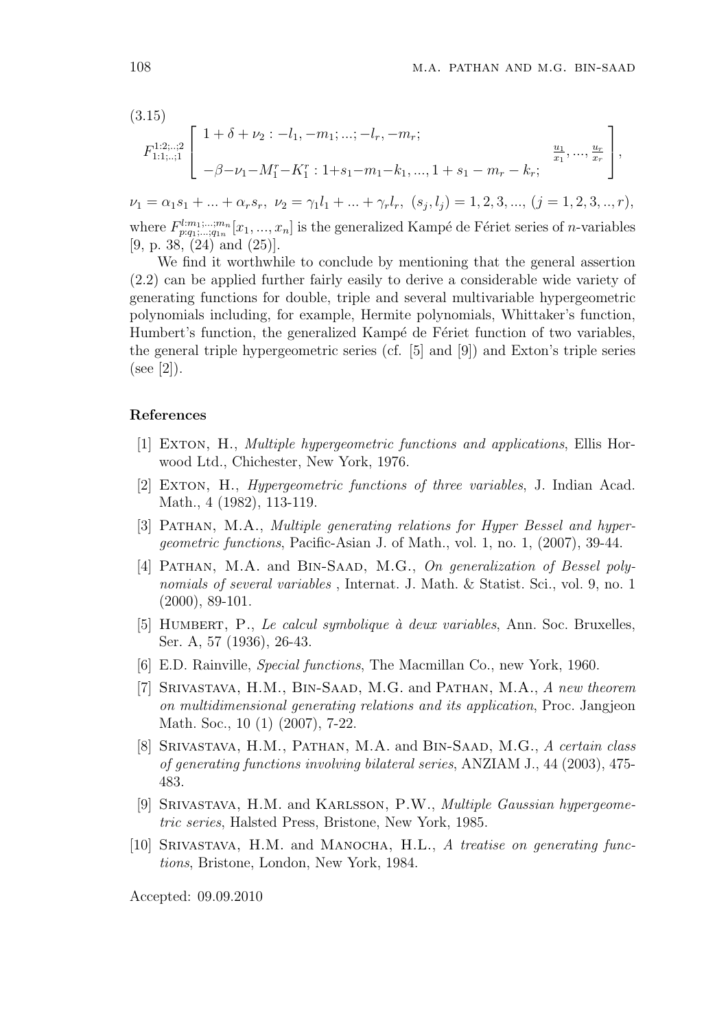(3.15)

$$F^{1:2;..;2}_{1:1;..;1}\left[\begin{array}{l} 1+\delta+\nu_2 : -l_1, -m_1; ...; -l_r, -m_r; \\ \\ -\beta-\nu_1-M_1^r-K_1^r : 1+s_1-m_1-k_1, ..., 1+s_1-m_r-k_r; \end{array} \frac{u_1}{x_1}, ..., \frac{u_r}{x_r}\right],$$

$\nu_1 = \alpha_1 s_1 + ... + \alpha_r s_r,\ \nu_2 = \gamma_1 l_1 + ... + \gamma_r l_r,\ (s_j, l_j) = 1, 2, 3, ...,\ (j = 1, 2, 3, .., r),$

where $F^{l:m_1;...;m_n}_{p:q_1;...;q_{1n}}[x_1, ..., x_n]$ is the generalized Kampé de Fériet series of $n$-variables [9, p. 38, (24) and (25)].

We find it worthwhile to conclude by mentioning that the general assertion (2.2) can be applied further fairly easily to derive a considerable wide variety of generating functions for double, triple and several multivariable hypergeometric polynomials including, for example, Hermite polynomials, Whittaker's function, Humbert's function, the generalized Kampé de Fériet function of two variables, the general triple hypergeometric series (cf. [5] and [9]) and Exton's triple series (see [2]).

## References

[1] Exton, H., *Multiple hypergeometric functions and applications*, Ellis Horwood Ltd., Chichester, New York, 1976.

[2] Exton, H., *Hypergeometric functions of three variables*, J. Indian Acad. Math., 4 (1982), 113-119.

[3] Pathan, M.A., *Multiple generating relations for Hyper Bessel and hypergeometric functions*, Pacific-Asian J. of Math., vol. 1, no. 1, (2007), 39-44.

[4] Pathan, M.A. and Bin-Saad, M.G., *On generalization of Bessel polynomials of several variables* , Internat. J. Math. & Statist. Sci., vol. 9, no. 1 (2000), 89-101.

[5] Humbert, P., *Le calcul symbolique à deux variables*, Ann. Soc. Bruxelles, Ser. A, 57 (1936), 26-43.

[6] E.D. Rainville, *Special functions*, The Macmillan Co., new York, 1960.

[7] Srivastava, H.M., Bin-Saad, M.G. and Pathan, M.A., *A new theorem on multidimensional generating relations and its application*, Proc. Jangjeon Math. Soc., 10 (1) (2007), 7-22.

[8] Srivastava, H.M., Pathan, M.A. and Bin-Saad, M.G., *A certain class of generating functions involving bilateral series*, ANZIAM J., 44 (2003), 475-483.

[9] Srivastava, H.M. and Karlsson, P.W., *Multiple Gaussian hypergeometric series*, Halsted Press, Bristone, New York, 1985.

[10] Srivastava, H.M. and Manocha, H.L., *A treatise on generating functions*, Bristone, London, New York, 1984.

Accepted: 09.09.2010